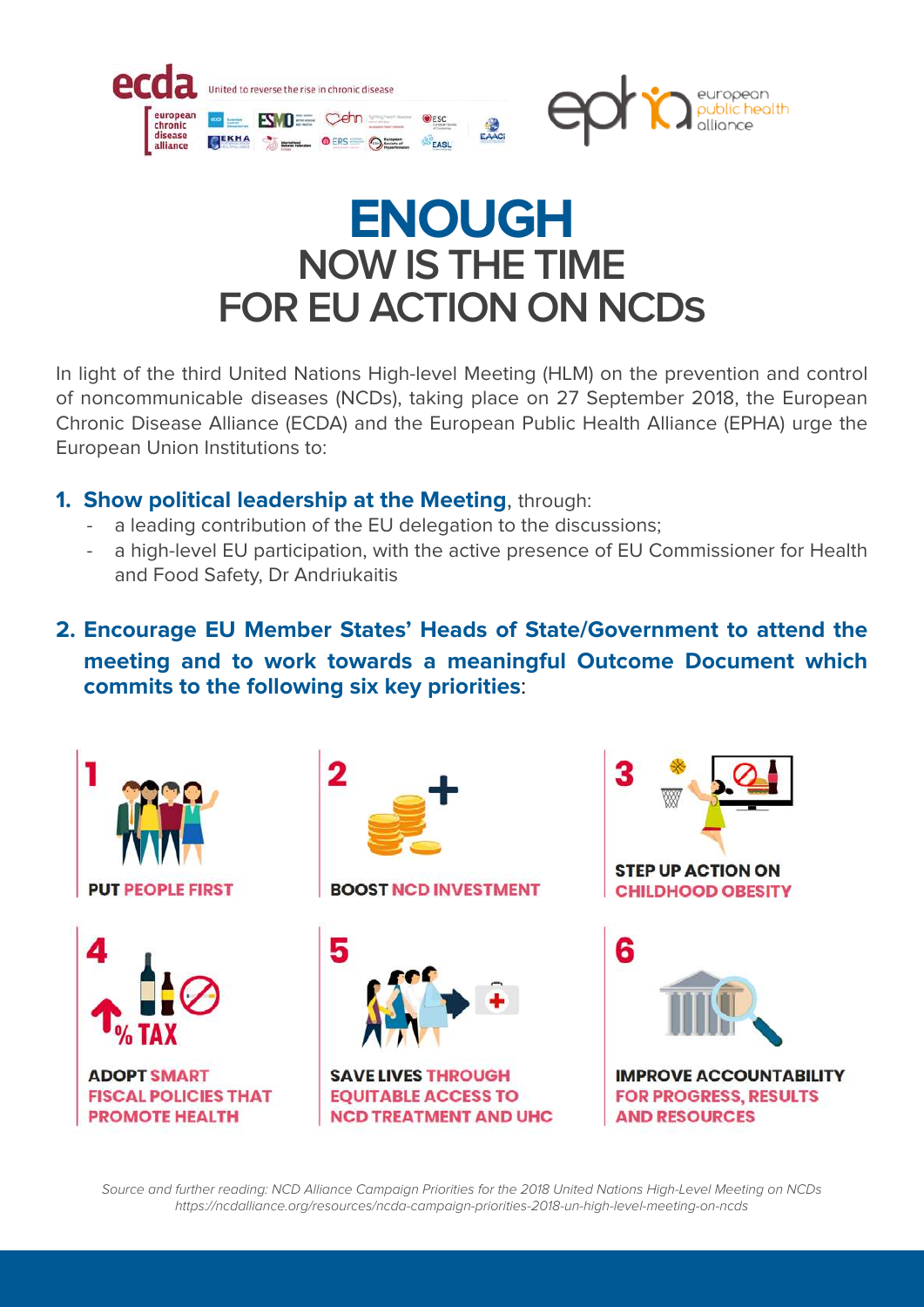ecda — United to reverse the rise in chronic disease — european chronic disease alliance

epha — european public health alliance

# ENOUGH
## NOW IS THE TIME FOR EU ACTION ON NCDs

In light of the third United Nations High-level Meeting (HLM) on the prevention and control of noncommunicable diseases (NCDs), taking place on 27 September 2018, the European Chronic Disease Alliance (ECDA) and the European Public Health Alliance (EPHA) urge the European Union Institutions to:

1. **Show political leadership at the Meeting**, through:
   - a leading contribution of the EU delegation to the discussions;
   - a high-level EU participation, with the active presence of EU Commissioner for Health and Food Safety, Dr Andriukaitis

2. **Encourage EU Member States' Heads of State/Government to attend the meeting and to work towards a meaningful Outcome Document which commits to the following six key priorities**:

1. **PUT PEOPLE FIRST**
2. **BOOST NCD INVESTMENT**
3. **STEP UP ACTION ON CHILDHOOD OBESITY**
4. **ADOPT SMART FISCAL POLICIES THAT PROMOTE HEALTH**
5. **SAVE LIVES THROUGH EQUITABLE ACCESS TO NCD TREATMENT AND UHC**
6. **IMPROVE ACCOUNTABILITY FOR PROGRESS, RESULTS AND RESOURCES**

*Source and further reading: NCD Alliance Campaign Priorities for the 2018 United Nations High-Level Meeting on NCDs https://ncdalliance.org/resources/ncda-campaign-priorities-2018-un-high-level-meeting-on-ncds*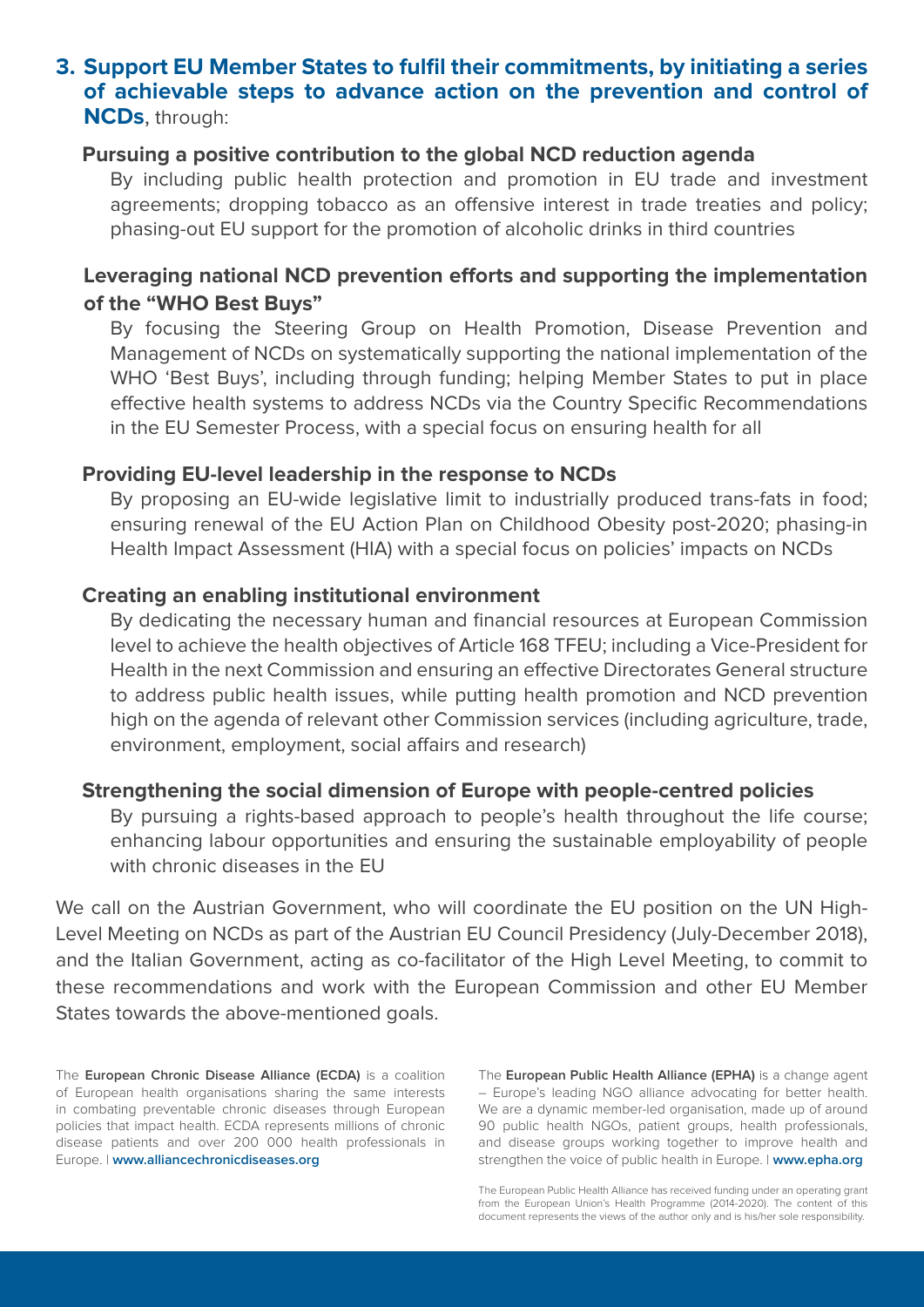**3. Support EU Member States to fulfil their commitments, by initiating a series of achievable steps to advance action on the prevention and control of NCDs**, through:

**Pursuing a positive contribution to the global NCD reduction agenda**

By including public health protection and promotion in EU trade and investment agreements; dropping tobacco as an offensive interest in trade treaties and policy; phasing-out EU support for the promotion of alcoholic drinks in third countries

**Leveraging national NCD prevention efforts and supporting the implementation of the "WHO Best Buys"**

By focusing the Steering Group on Health Promotion, Disease Prevention and Management of NCDs on systematically supporting the national implementation of the WHO 'Best Buys', including through funding; helping Member States to put in place effective health systems to address NCDs via the Country Specific Recommendations in the EU Semester Process, with a special focus on ensuring health for all

**Providing EU-level leadership in the response to NCDs**

By proposing an EU-wide legislative limit to industrially produced trans-fats in food; ensuring renewal of the EU Action Plan on Childhood Obesity post-2020; phasing-in Health Impact Assessment (HIA) with a special focus on policies' impacts on NCDs

**Creating an enabling institutional environment**

By dedicating the necessary human and financial resources at European Commission level to achieve the health objectives of Article 168 TFEU; including a Vice-President for Health in the next Commission and ensuring an effective Directorates General structure to address public health issues, while putting health promotion and NCD prevention high on the agenda of relevant other Commission services (including agriculture, trade, environment, employment, social affairs and research)

**Strengthening the social dimension of Europe with people-centred policies**

By pursuing a rights-based approach to people's health throughout the life course; enhancing labour opportunities and ensuring the sustainable employability of people with chronic diseases in the EU

We call on the Austrian Government, who will coordinate the EU position on the UN High-Level Meeting on NCDs as part of the Austrian EU Council Presidency (July-December 2018), and the Italian Government, acting as co-facilitator of the High Level Meeting, to commit to these recommendations and work with the European Commission and other EU Member States towards the above-mentioned goals.

The **European Chronic Disease Alliance (ECDA)** is a coalition of European health organisations sharing the same interests in combating preventable chronic diseases through European policies that impact health. ECDA represents millions of chronic disease patients and over 200 000 health professionals in Europe. | **www.alliancechronicdiseases.org**

The **European Public Health Alliance (EPHA)** is a change agent – Europe's leading NGO alliance advocating for better health. We are a dynamic member-led organisation, made up of around 90 public health NGOs, patient groups, health professionals, and disease groups working together to improve health and strengthen the voice of public health in Europe. | **www.epha.org**

The European Public Health Alliance has received funding under an operating grant from the European Union's Health Programme (2014-2020). The content of this document represents the views of the author only and is his/her sole responsibility.